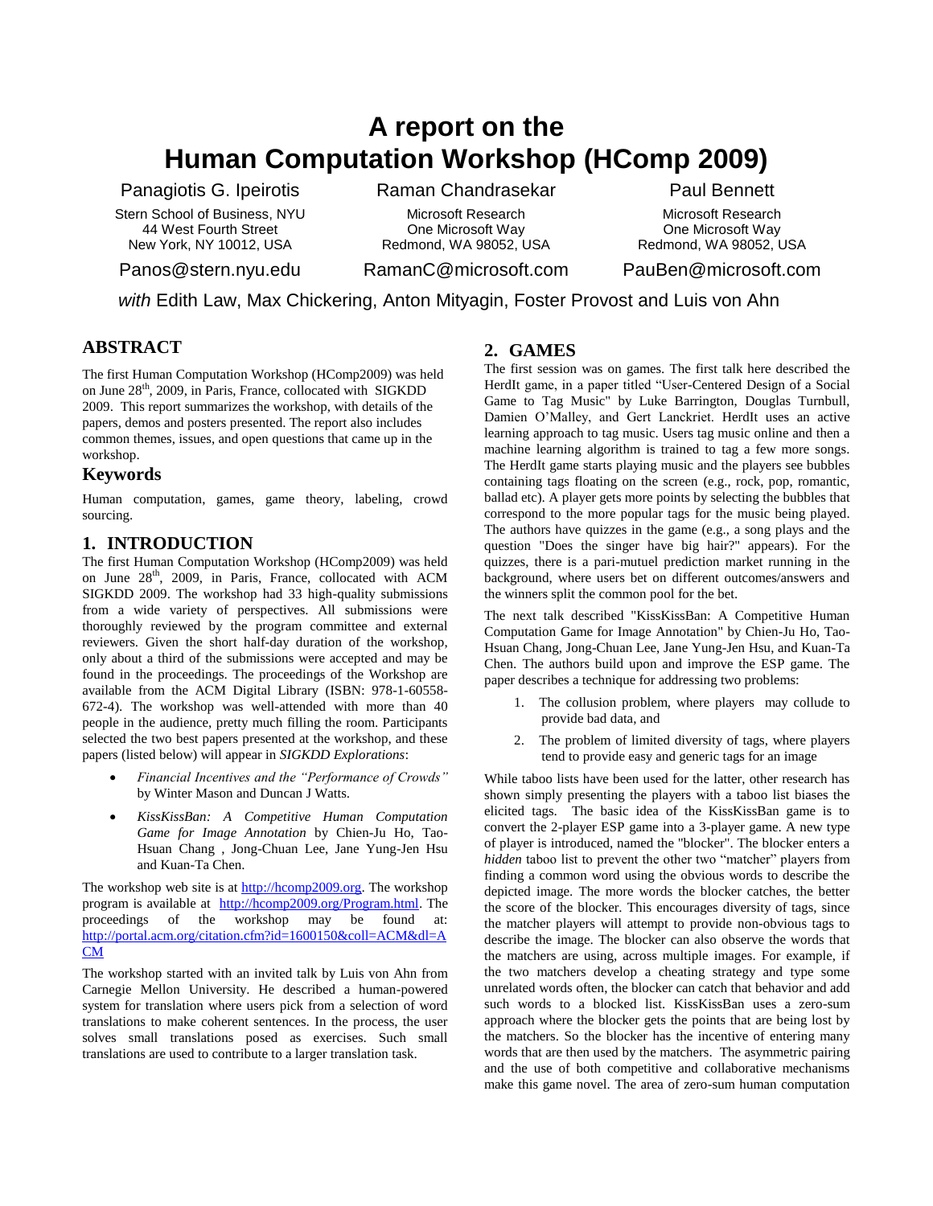# A report on the Human Computation Workshop (HComp 2009)

Panagiotis G. Ipeirotis
Stern School of Business, NYU
44 West Fourth Street
New York, NY 10012, USA
Panos@stern.nyu.edu

Raman Chandrasekar
Microsoft Research
One Microsoft Way
Redmond, WA 98052, USA
RamanC@microsoft.com

Paul Bennett
Microsoft Research
One Microsoft Way
Redmond, WA 98052, USA
PauBen@microsoft.com

*with* Edith Law, Max Chickering, Anton Mityagin, Foster Provost and Luis von Ahn

## ABSTRACT

The first Human Computation Workshop (HComp2009) was held on June 28th, 2009, in Paris, France, collocated with SIGKDD 2009. This report summarizes the workshop, with details of the papers, demos and posters presented. The report also includes common themes, issues, and open questions that came up in the workshop.

## Keywords

Human computation, games, game theory, labeling, crowd sourcing.

## 1. INTRODUCTION

The first Human Computation Workshop (HComp2009) was held on June 28th, 2009, in Paris, France, collocated with ACM SIGKDD 2009. The workshop had 33 high-quality submissions from a wide variety of perspectives. All submissions were thoroughly reviewed by the program committee and external reviewers. Given the short half-day duration of the workshop, only about a third of the submissions were accepted and may be found in the proceedings. The proceedings of the Workshop are available from the ACM Digital Library (ISBN: 978-1-60558-672-4). The workshop was well-attended with more than 40 people in the audience, pretty much filling the room. Participants selected the two best papers presented at the workshop, and these papers (listed below) will appear in *SIGKDD Explorations*:

- *Financial Incentives and the "Performance of Crowds"* by Winter Mason and Duncan J Watts.
- *KissKissBan: A Competitive Human Computation Game for Image Annotation* by Chien-Ju Ho, Tao-Hsuan Chang , Jong-Chuan Lee, Jane Yung-Jen Hsu and Kuan-Ta Chen.

The workshop web site is at http://hcomp2009.org. The workshop program is available at http://hcomp2009.org/Program.html. The proceedings of the workshop may be found at: http://portal.acm.org/citation.cfm?id=1600150&coll=ACM&dl=ACM

The workshop started with an invited talk by Luis von Ahn from Carnegie Mellon University. He described a human-powered system for translation where users pick from a selection of word translations to make coherent sentences. In the process, the user solves small translations posed as exercises. Such small translations are used to contribute to a larger translation task.

## 2. GAMES

The first session was on games. The first talk here described the HerdIt game, in a paper titled "User-Centered Design of a Social Game to Tag Music" by Luke Barrington, Douglas Turnbull, Damien O'Malley, and Gert Lanckriet. HerdIt uses an active learning approach to tag music. Users tag music online and then a machine learning algorithm is trained to tag a few more songs. The HerdIt game starts playing music and the players see bubbles containing tags floating on the screen (e.g., rock, pop, romantic, ballad etc). A player gets more points by selecting the bubbles that correspond to the more popular tags for the music being played. The authors have quizzes in the game (e.g., a song plays and the question "Does the singer have big hair?" appears). For the quizzes, there is a pari-mutuel prediction market running in the background, where users bet on different outcomes/answers and the winners split the common pool for the bet.

The next talk described "KissKissBan: A Competitive Human Computation Game for Image Annotation" by Chien-Ju Ho, Tao-Hsuan Chang, Jong-Chuan Lee, Jane Yung-Jen Hsu, and Kuan-Ta Chen. The authors build upon and improve the ESP game. The paper describes a technique for addressing two problems:

1. The collusion problem, where players may collude to provide bad data, and
2. The problem of limited diversity of tags, where players tend to provide easy and generic tags for an image

While taboo lists have been used for the latter, other research has shown simply presenting the players with a taboo list biases the elicited tags. The basic idea of the KissKissBan game is to convert the 2-player ESP game into a 3-player game. A new type of player is introduced, named the "blocker". The blocker enters a *hidden* taboo list to prevent the other two "matcher" players from finding a common word using the obvious words to describe the depicted image. The more words the blocker catches, the better the score of the blocker. This encourages diversity of tags, since the matcher players will attempt to provide non-obvious tags to describe the image. The blocker can also observe the words that the matchers are using, across multiple images. For example, if the two matchers develop a cheating strategy and type some unrelated words often, the blocker can catch that behavior and add such words to a blocked list. KissKissBan uses a zero-sum approach where the blocker gets the points that are being lost by the matchers. So the blocker has the incentive of entering many words that are then used by the matchers. The asymmetric pairing and the use of both competitive and collaborative mechanisms make this game novel. The area of zero-sum human computation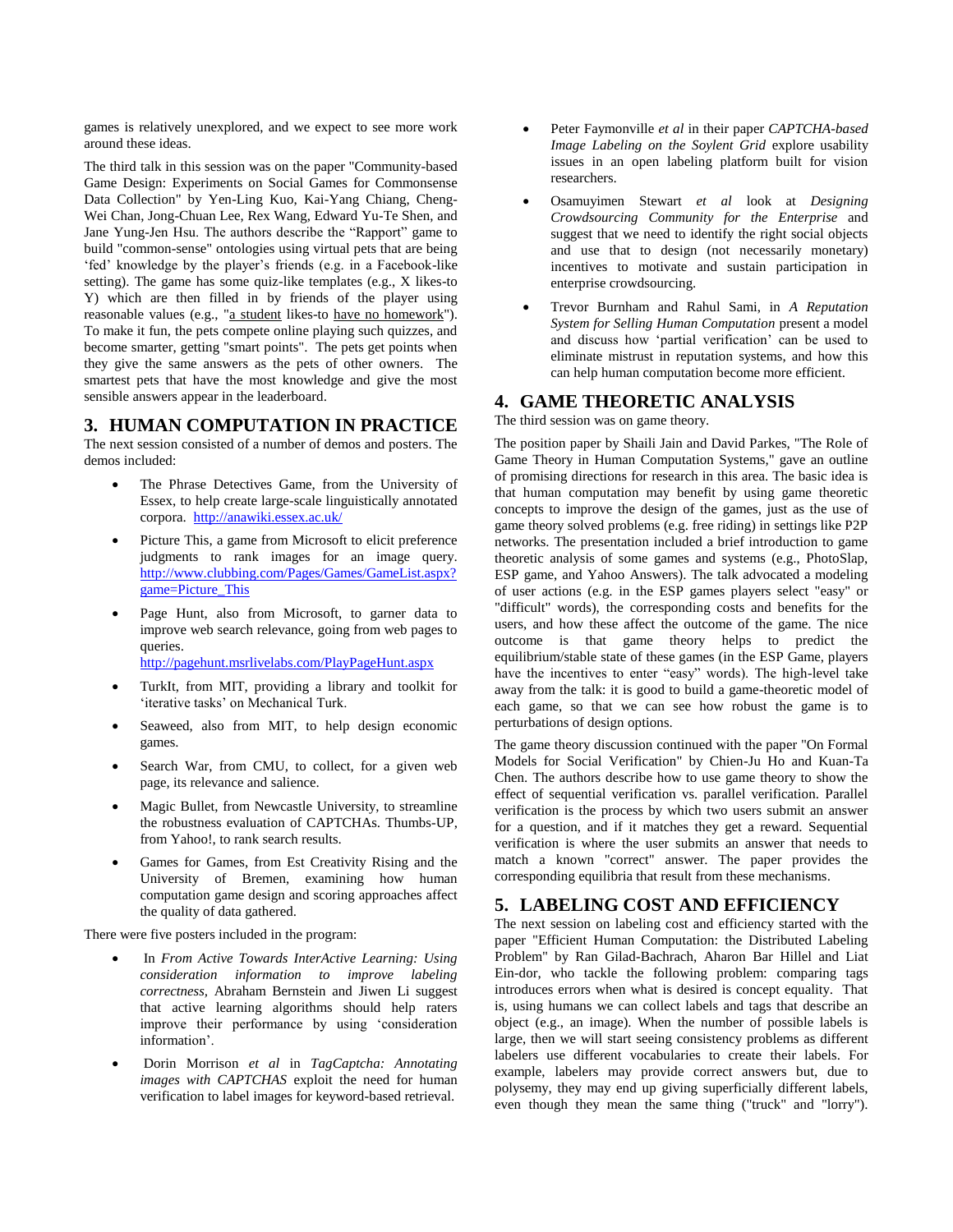games is relatively unexplored, and we expect to see more work around these ideas.

The third talk in this session was on the paper "Community-based Game Design: Experiments on Social Games for Commonsense Data Collection" by Yen-Ling Kuo, Kai-Yang Chiang, Cheng-Wei Chan, Jong-Chuan Lee, Rex Wang, Edward Yu-Te Shen, and Jane Yung-Jen Hsu. The authors describe the "Rapport" game to build "common-sense" ontologies using virtual pets that are being 'fed' knowledge by the player's friends (e.g. in a Facebook-like setting). The game has some quiz-like templates (e.g., X likes-to Y) which are then filled in by friends of the player using reasonable values (e.g., "a student likes-to have no homework"). To make it fun, the pets compete online playing such quizzes, and become smarter, getting "smart points". The pets get points when they give the same answers as the pets of other owners. The smartest pets that have the most knowledge and give the most sensible answers appear in the leaderboard.

## 3. HUMAN COMPUTATION IN PRACTICE

The next session consisted of a number of demos and posters. The demos included:

- The Phrase Detectives Game, from the University of Essex, to help create large-scale linguistically annotated corpora. http://anawiki.essex.ac.uk/
- Picture This, a game from Microsoft to elicit preference judgments to rank images for an image query. http://www.clubbing.com/Pages/Games/GameList.aspx?game=Picture_This
- Page Hunt, also from Microsoft, to garner data to improve web search relevance, going from web pages to queries. http://pagehunt.msrlivelabs.com/PlayPageHunt.aspx
- TurkIt, from MIT, providing a library and toolkit for 'iterative tasks' on Mechanical Turk.
- Seaweed, also from MIT, to help design economic games.
- Search War, from CMU, to collect, for a given web page, its relevance and salience.
- Magic Bullet, from Newcastle University, to streamline the robustness evaluation of CAPTCHAs. Thumbs-UP, from Yahoo!, to rank search results.
- Games for Games, from Est Creativity Rising and the University of Bremen, examining how human computation game design and scoring approaches affect the quality of data gathered.

There were five posters included in the program:

- In *From Active Towards InterActive Learning: Using consideration information to improve labeling correctness*, Abraham Bernstein and Jiwen Li suggest that active learning algorithms should help raters improve their performance by using 'consideration information'.
- Dorin Morrison *et al* in *TagCaptcha: Annotating images with CAPTCHAS* exploit the need for human verification to label images for keyword-based retrieval.
- Peter Faymonville *et al* in their paper *CAPTCHA-based Image Labeling on the Soylent Grid* explore usability issues in an open labeling platform built for vision researchers.
- Osamuyimen Stewart *et al* look at *Designing Crowdsourcing Community for the Enterprise* and suggest that we need to identify the right social objects and use that to design (not necessarily monetary) incentives to motivate and sustain participation in enterprise crowdsourcing.
- Trevor Burnham and Rahul Sami, in *A Reputation System for Selling Human Computation* present a model and discuss how 'partial verification' can be used to eliminate mistrust in reputation systems, and how this can help human computation become more efficient.

## 4. GAME THEORETIC ANALYSIS

The third session was on game theory.

The position paper by Shaili Jain and David Parkes, "The Role of Game Theory in Human Computation Systems," gave an outline of promising directions for research in this area. The basic idea is that human computation may benefit by using game theoretic concepts to improve the design of the games, just as the use of game theory solved problems (e.g. free riding) in settings like P2P networks. The presentation included a brief introduction to game theoretic analysis of some games and systems (e.g., PhotoSlap, ESP game, and Yahoo Answers). The talk advocated a modeling of user actions (e.g. in the ESP games players select "easy" or "difficult" words), the corresponding costs and benefits for the users, and how these affect the outcome of the game. The nice outcome is that game theory helps to predict the equilibrium/stable state of these games (in the ESP Game, players have the incentives to enter "easy" words). The high-level take away from the talk: it is good to build a game-theoretic model of each game, so that we can see how robust the game is to perturbations of design options.

The game theory discussion continued with the paper "On Formal Models for Social Verification" by Chien-Ju Ho and Kuan-Ta Chen. The authors describe how to use game theory to show the effect of sequential verification vs. parallel verification. Parallel verification is the process by which two users submit an answer for a question, and if it matches they get a reward. Sequential verification is where the user submits an answer that needs to match a known "correct" answer. The paper provides the corresponding equilibria that result from these mechanisms.

## 5. LABELING COST AND EFFICIENCY

The next session on labeling cost and efficiency started with the paper "Efficient Human Computation: the Distributed Labeling Problem" by Ran Gilad-Bachrach, Aharon Bar Hillel and Liat Ein-dor, who tackle the following problem: comparing tags introduces errors when what is desired is concept equality. That is, using humans we can collect labels and tags that describe an object (e.g., an image). When the number of possible labels is large, then we will start seeing consistency problems as different labelers use different vocabularies to create their labels. For example, labelers may provide correct answers but, due to polysemy, they may end up giving superficially different labels, even though they mean the same thing ("truck" and "lorry").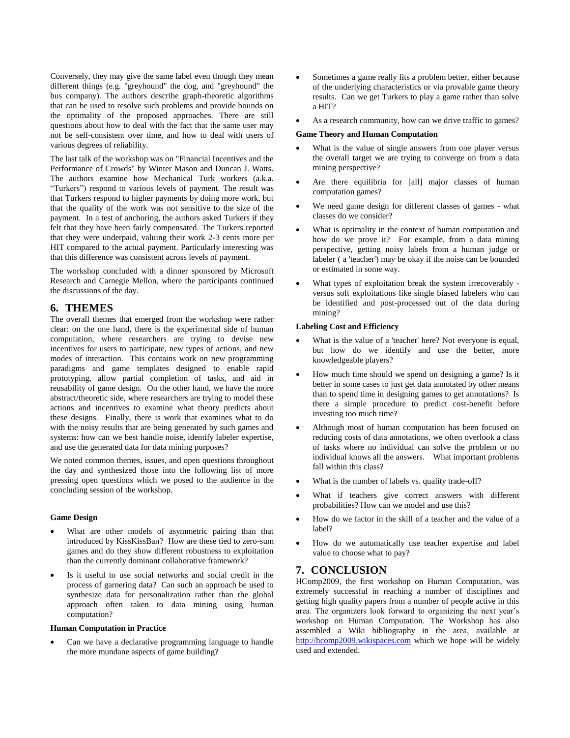Conversely, they may give the same label even though they mean different things (e.g. "greyhound" the dog, and "greyhound" the bus company). The authors describe graph-theoretic algorithms that can be used to resolve such problems and provide bounds on the optimality of the proposed approaches. There are still questions about how to deal with the fact that the same user may not be self-consistent over time, and how to deal with users of various degrees of reliability.

The last talk of the workshop was on "Financial Incentives and the Performance of Crowds" by Winter Mason and Duncan J. Watts. The authors examine how Mechanical Turk workers (a.k.a. "Turkers") respond to various levels of payment. The result was that Turkers respond to higher payments by doing more work, but that the quality of the work was not sensitive to the size of the payment. In a test of anchoring, the authors asked Turkers if they felt that they have been fairly compensated. The Turkers reported that they were underpaid, valuing their work 2-3 cents more per HIT compared to the actual payment. Particularly interesting was that this difference was consistent across levels of payment.

The workshop concluded with a dinner sponsored by Microsoft Research and Carnegie Mellon, where the participants continued the discussions of the day.

## 6. THEMES

The overall themes that emerged from the workshop were rather clear: on the one hand, there is the experimental side of human computation, where researchers are trying to devise new incentives for users to participate, new types of actions, and new modes of interaction. This contains work on new programming paradigms and game templates designed to enable rapid prototyping, allow partial completion of tasks, and aid in reusability of game design. On the other hand, we have the more abstract/theoretic side, where researchers are trying to model these actions and incentives to examine what theory predicts about these designs. Finally, there is work that examines what to do with the noisy results that are being generated by such games and systems: how can we best handle noise, identify labeler expertise, and use the generated data for data mining purposes?

We noted common themes, issues, and open questions throughout the day and synthesized those into the following list of more pressing open questions which we posed to the audience in the concluding session of the workshop.

**Game Design**

- What are other models of asymmetric pairing than that introduced by KissKissBan? How are these tied to zero-sum games and do they show different robustness to exploitation than the currently dominant collaborative framework?
- Is it useful to use social networks and social credit in the process of garnering data? Can such an approach be used to synthesize data for personalization rather than the global approach often taken to data mining using human computation?

**Human Computation in Practice**

- Can we have a declarative programming language to handle the more mundane aspects of game building?
- Sometimes a game really fits a problem better, either because of the underlying characteristics or via provable game theory results. Can we get Turkers to play a game rather than solve a HIT?
- As a research community, how can we drive traffic to games?

**Game Theory and Human Computation**

- What is the value of single answers from one player versus the overall target we are trying to converge on from a data mining perspective?
- Are there equilibria for [all] major classes of human computation games?
- We need game design for different classes of games - what classes do we consider?
- What is optimality in the context of human computation and how do we prove it? For example, from a data mining perspective, getting noisy labels from a human judge or labeler ( a 'teacher') may be okay if the noise can be bounded or estimated in some way.
- What types of exploitation break the system irrecoverably - versus soft exploitations like single biased labelers who can be identified and post-processed out of the data during mining?

**Labeling Cost and Efficiency**

- What is the value of a 'teacher' here? Not everyone is equal, but how do we identify and use the better, more knowledgeable players?
- How much time should we spend on designing a game? Is it better in some cases to just get data annotated by other means than to spend time in designing games to get annotations? Is there a simple procedure to predict cost-benefit before investing too much time?
- Although most of human computation has been focused on reducing costs of data annotations, we often overlook a class of tasks where no individual can solve the problem or no individual knows all the answers. What important problems fall within this class?
- What is the number of labels vs. quality trade-off?
- What if teachers give correct answers with different probabilities? How can we model and use this?
- How do we factor in the skill of a teacher and the value of a label?
- How do we automatically use teacher expertise and label value to choose what to pay?

## 7. CONCLUSION

HComp2009, the first workshop on Human Computation, was extremely successful in reaching a number of disciplines and getting high quality papers from a number of people active in this area. The organizers look forward to organizing the next year's workshop on Human Computation. The Workshop has also assembled a Wiki bibliography in the area, available at http://hcomp2009.wikispaces.com which we hope will be widely used and extended.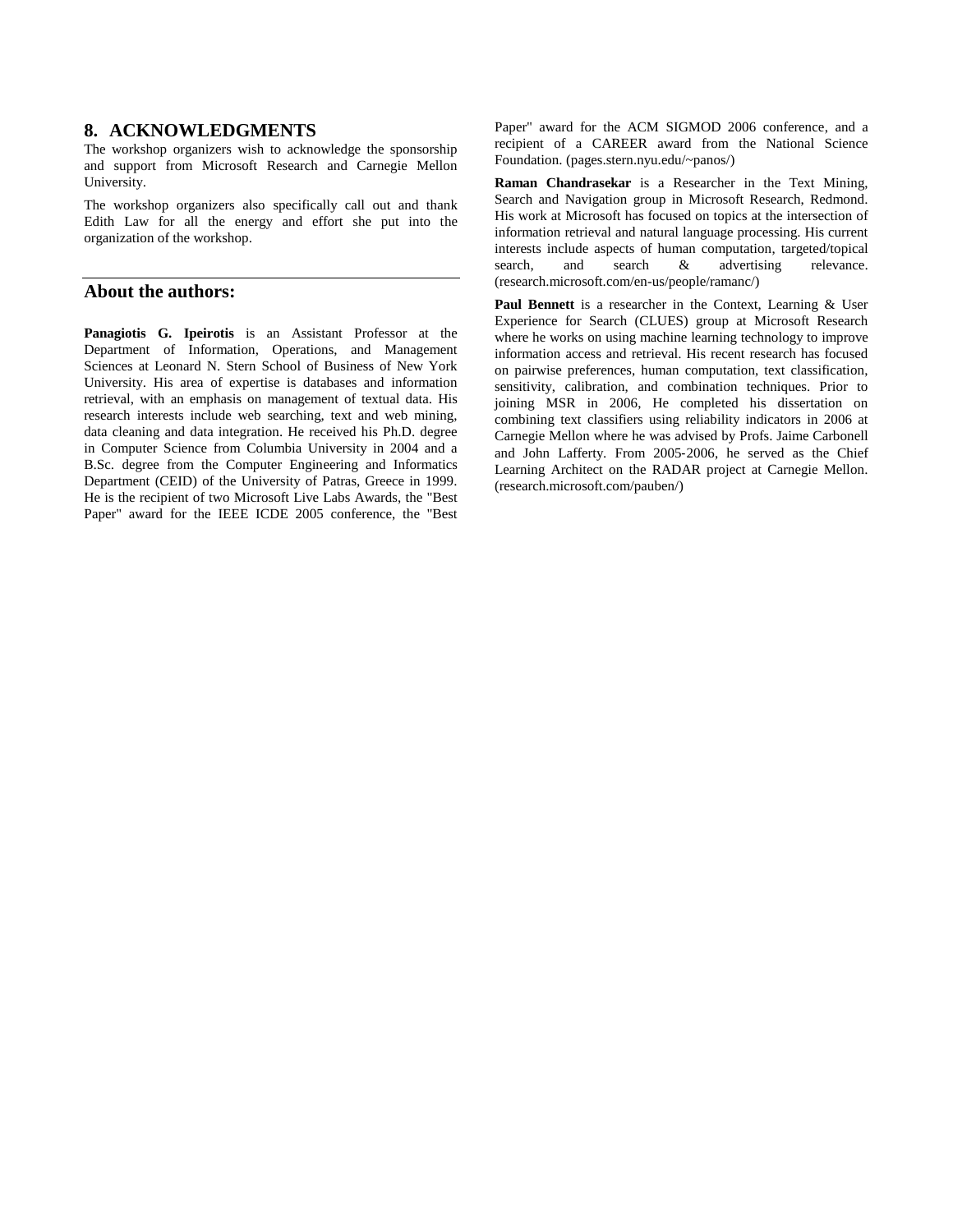## 8. ACKNOWLEDGMENTS

The workshop organizers wish to acknowledge the sponsorship and support from Microsoft Research and Carnegie Mellon University.

The workshop organizers also specifically call out and thank Edith Law for all the energy and effort she put into the organization of the workshop.

## About the authors:

**Panagiotis G. Ipeirotis** is an Assistant Professor at the Department of Information, Operations, and Management Sciences at Leonard N. Stern School of Business of New York University. His area of expertise is databases and information retrieval, with an emphasis on management of textual data. His research interests include web searching, text and web mining, data cleaning and data integration. He received his Ph.D. degree in Computer Science from Columbia University in 2004 and a B.Sc. degree from the Computer Engineering and Informatics Department (CEID) of the University of Patras, Greece in 1999. He is the recipient of two Microsoft Live Labs Awards, the "Best Paper" award for the IEEE ICDE 2005 conference, the "Best Paper" award for the ACM SIGMOD 2006 conference, and a recipient of a CAREER award from the National Science Foundation. (pages.stern.nyu.edu/~panos/)

**Raman Chandrasekar** is a Researcher in the Text Mining, Search and Navigation group in Microsoft Research, Redmond. His work at Microsoft has focused on topics at the intersection of information retrieval and natural language processing. His current interests include aspects of human computation, targeted/topical search, and search & advertising relevance. (research.microsoft.com/en-us/people/ramanc/)

**Paul Bennett** is a researcher in the Context, Learning & User Experience for Search (CLUES) group at Microsoft Research where he works on using machine learning technology to improve information access and retrieval. His recent research has focused on pairwise preferences, human computation, text classification, sensitivity, calibration, and combination techniques. Prior to joining MSR in 2006, He completed his dissertation on combining text classifiers using reliability indicators in 2006 at Carnegie Mellon where he was advised by Profs. Jaime Carbonell and John Lafferty. From 2005-2006, he served as the Chief Learning Architect on the RADAR project at Carnegie Mellon. (research.microsoft.com/pauben/)